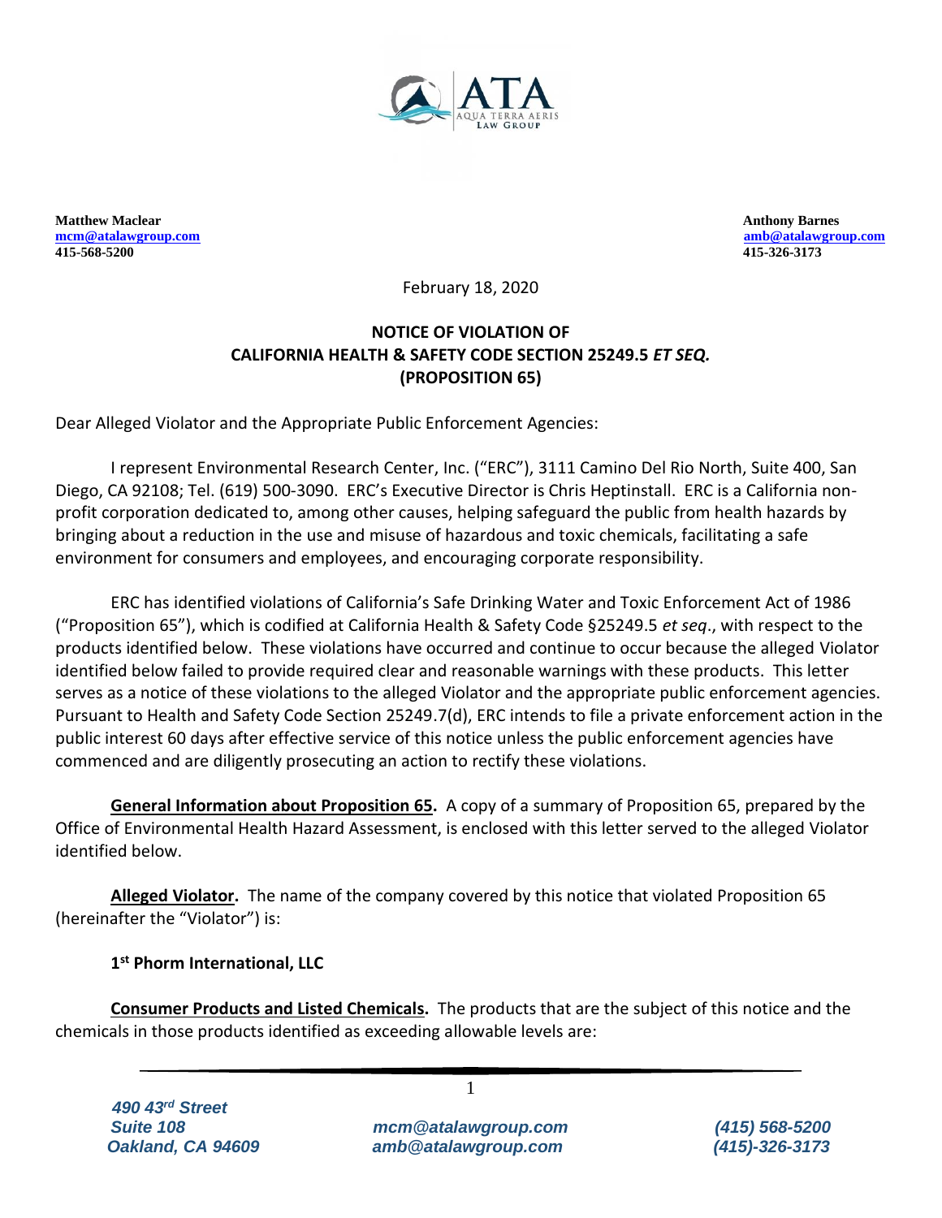ATA
AQUA TERRA AERIS
LAW GROUP

**Matthew Maclear**
**mcm@atalawgroup.com**
**415-568-5200**

**Anthony Barnes**
**amb@atalawgroup.com**
**415-326-3173**

February 18, 2020

**NOTICE OF VIOLATION OF**
**CALIFORNIA HEALTH & SAFETY CODE SECTION 25249.5 *ET SEQ.***
**(PROPOSITION 65)**

Dear Alleged Violator and the Appropriate Public Enforcement Agencies:

I represent Environmental Research Center, Inc. ("ERC"), 3111 Camino Del Rio North, Suite 400, San Diego, CA 92108; Tel. (619) 500-3090. ERC's Executive Director is Chris Heptinstall. ERC is a California non-profit corporation dedicated to, among other causes, helping safeguard the public from health hazards by bringing about a reduction in the use and misuse of hazardous and toxic chemicals, facilitating a safe environment for consumers and employees, and encouraging corporate responsibility.

ERC has identified violations of California's Safe Drinking Water and Toxic Enforcement Act of 1986 ("Proposition 65"), which is codified at California Health & Safety Code §25249.5 *et seq*., with respect to the products identified below. These violations have occurred and continue to occur because the alleged Violator identified below failed to provide required clear and reasonable warnings with these products. This letter serves as a notice of these violations to the alleged Violator and the appropriate public enforcement agencies. Pursuant to Health and Safety Code Section 25249.7(d), ERC intends to file a private enforcement action in the public interest 60 days after effective service of this notice unless the public enforcement agencies have commenced and are diligently prosecuting an action to rectify these violations.

**<u>General Information about Proposition 65</u>.** A copy of a summary of Proposition 65, prepared by the Office of Environmental Health Hazard Assessment, is enclosed with this letter served to the alleged Violator identified below.

**<u>Alleged Violator</u>.** The name of the company covered by this notice that violated Proposition 65 (hereinafter the "Violator") is:

**1st Phorm International, LLC**

**<u>Consumer Products and Listed Chemicals</u>.** The products that are the subject of this notice and the chemicals in those products identified as exceeding allowable levels are:

*490 43rd Street*
*Suite 108*
*Oakland, CA 94609*

*mcm@atalawgroup.com*
*amb@atalawgroup.com*

*(415) 568-5200*
*(415)-326-3173*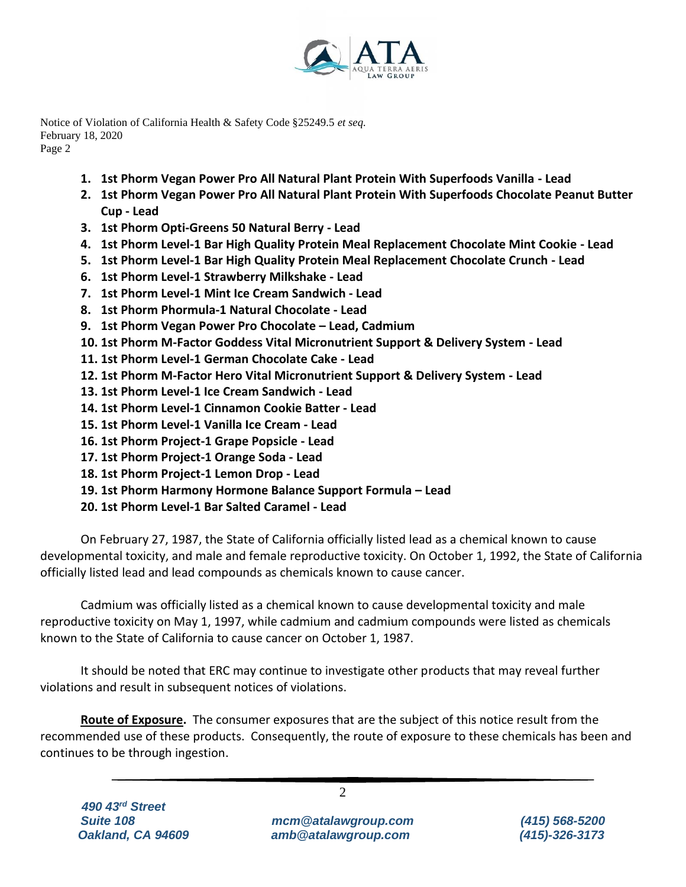1. **1st Phorm Vegan Power Pro All Natural Plant Protein With Superfoods Vanilla - Lead**
2. **1st Phorm Vegan Power Pro All Natural Plant Protein With Superfoods Chocolate Peanut Butter Cup - Lead**
3. **1st Phorm Opti-Greens 50 Natural Berry - Lead**
4. **1st Phorm Level-1 Bar High Quality Protein Meal Replacement Chocolate Mint Cookie - Lead**
5. **1st Phorm Level-1 Bar High Quality Protein Meal Replacement Chocolate Crunch - Lead**
6. **1st Phorm Level-1 Strawberry Milkshake - Lead**
7. **1st Phorm Level-1 Mint Ice Cream Sandwich - Lead**
8. **1st Phorm Phormula-1 Natural Chocolate - Lead**
9. **1st Phorm Vegan Power Pro Chocolate – Lead, Cadmium**
10. **1st Phorm M-Factor Goddess Vital Micronutrient Support & Delivery System - Lead**
11. **1st Phorm Level-1 German Chocolate Cake - Lead**
12. **1st Phorm M-Factor Hero Vital Micronutrient Support & Delivery System - Lead**
13. **1st Phorm Level-1 Ice Cream Sandwich - Lead**
14. **1st Phorm Level-1 Cinnamon Cookie Batter - Lead**
15. **1st Phorm Level-1 Vanilla Ice Cream - Lead**
16. **1st Phorm Project-1 Grape Popsicle - Lead**
17. **1st Phorm Project-1 Orange Soda - Lead**
18. **1st Phorm Project-1 Lemon Drop - Lead**
19. **1st Phorm Harmony Hormone Balance Support Formula – Lead**
20. **1st Phorm Level-1 Bar Salted Caramel - Lead**

On February 27, 1987, the State of California officially listed lead as a chemical known to cause developmental toxicity, and male and female reproductive toxicity. On October 1, 1992, the State of California officially listed lead and lead compounds as chemicals known to cause cancer.

Cadmium was officially listed as a chemical known to cause developmental toxicity and male reproductive toxicity on May 1, 1997, while cadmium and cadmium compounds were listed as chemicals known to the State of California to cause cancer on October 1, 1987.

It should be noted that ERC may continue to investigate other products that may reveal further violations and result in subsequent notices of violations.

**Route of Exposure.** The consumer exposures that are the subject of this notice result from the recommended use of these products. Consequently, the route of exposure to these chemicals has been and continues to be through ingestion.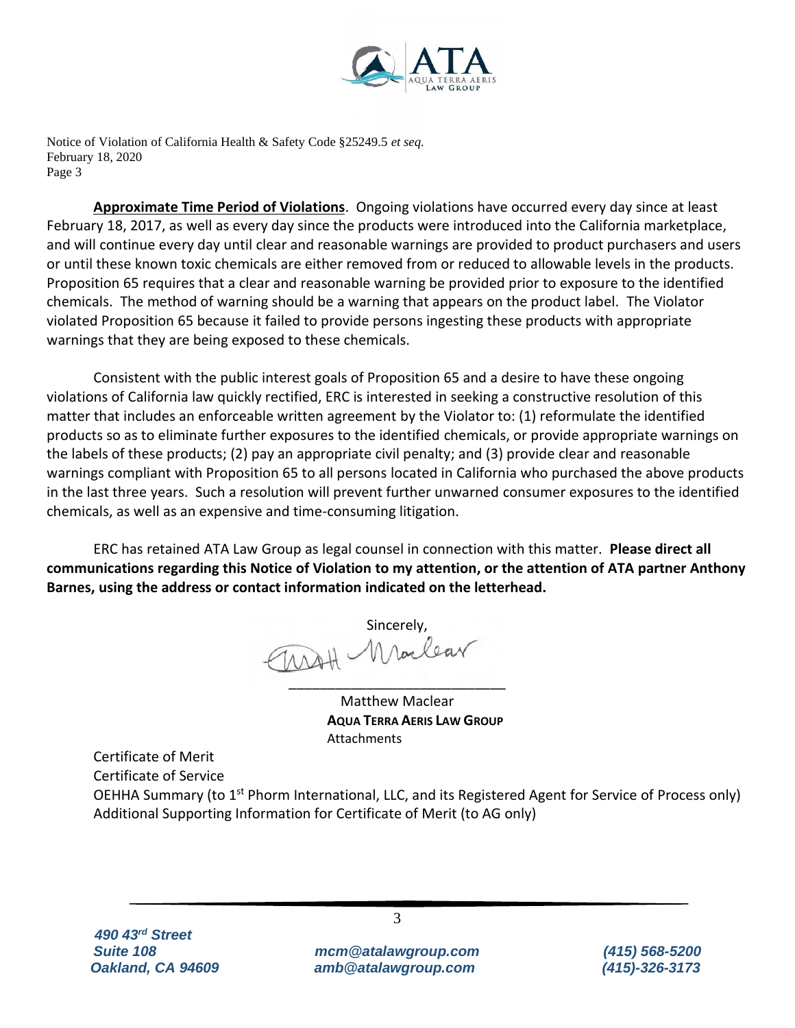**Approximate Time Period of Violations**. Ongoing violations have occurred every day since at least February 18, 2017, as well as every day since the products were introduced into the California marketplace, and will continue every day until clear and reasonable warnings are provided to product purchasers and users or until these known toxic chemicals are either removed from or reduced to allowable levels in the products. Proposition 65 requires that a clear and reasonable warning be provided prior to exposure to the identified chemicals. The method of warning should be a warning that appears on the product label. The Violator violated Proposition 65 because it failed to provide persons ingesting these products with appropriate warnings that they are being exposed to these chemicals.

Consistent with the public interest goals of Proposition 65 and a desire to have these ongoing violations of California law quickly rectified, ERC is interested in seeking a constructive resolution of this matter that includes an enforceable written agreement by the Violator to: (1) reformulate the identified products so as to eliminate further exposures to the identified chemicals, or provide appropriate warnings on the labels of these products; (2) pay an appropriate civil penalty; and (3) provide clear and reasonable warnings compliant with Proposition 65 to all persons located in California who purchased the above products in the last three years. Such a resolution will prevent further unwarned consumer exposures to the identified chemicals, as well as an expensive and time-consuming litigation.

ERC has retained ATA Law Group as legal counsel in connection with this matter. **Please direct all communications regarding this Notice of Violation to my attention, or the attention of ATA partner Anthony Barnes, using the address or contact information indicated on the letterhead.**

Sincerely,

Matthew Maclear
**AQUA TERRA AERIS LAW GROUP**
Attachments

Certificate of Merit
Certificate of Service
OEHHA Summary (to 1st Phorm International, LLC, and its Registered Agent for Service of Process only)
Additional Supporting Information for Certificate of Merit (to AG only)

490 43rd Street
Suite 108
Oakland, CA 94609

mcm@atalawgroup.com
amb@atalawgroup.com

(415) 568-5200
(415)-326-3173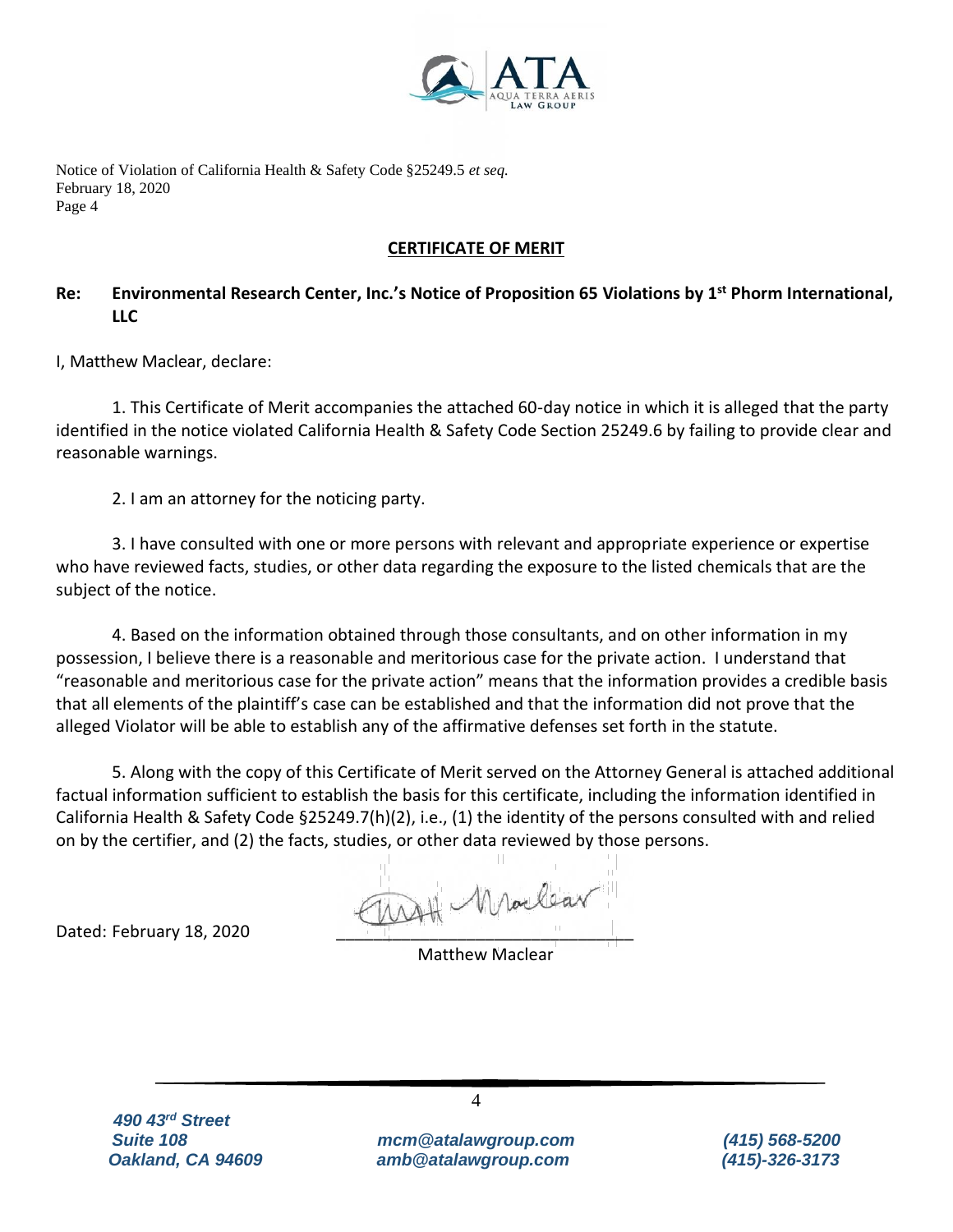## CERTIFICATE OF MERIT

**Re: Environmental Research Center, Inc.'s Notice of Proposition 65 Violations by 1st Phorm International, LLC**

I, Matthew Maclear, declare:

1. This Certificate of Merit accompanies the attached 60-day notice in which it is alleged that the party identified in the notice violated California Health & Safety Code Section 25249.6 by failing to provide clear and reasonable warnings.

2. I am an attorney for the noticing party.

3. I have consulted with one or more persons with relevant and appropriate experience or expertise who have reviewed facts, studies, or other data regarding the exposure to the listed chemicals that are the subject of the notice.

4. Based on the information obtained through those consultants, and on other information in my possession, I believe there is a reasonable and meritorious case for the private action. I understand that "reasonable and meritorious case for the private action" means that the information provides a credible basis that all elements of the plaintiff's case can be established and that the information did not prove that the alleged Violator will be able to establish any of the affirmative defenses set forth in the statute.

5. Along with the copy of this Certificate of Merit served on the Attorney General is attached additional factual information sufficient to establish the basis for this certificate, including the information identified in California Health & Safety Code §25249.7(h)(2), i.e., (1) the identity of the persons consulted with and relied on by the certifier, and (2) the facts, studies, or other data reviewed by those persons.

Dated: February 18, 2020

Matthew Maclear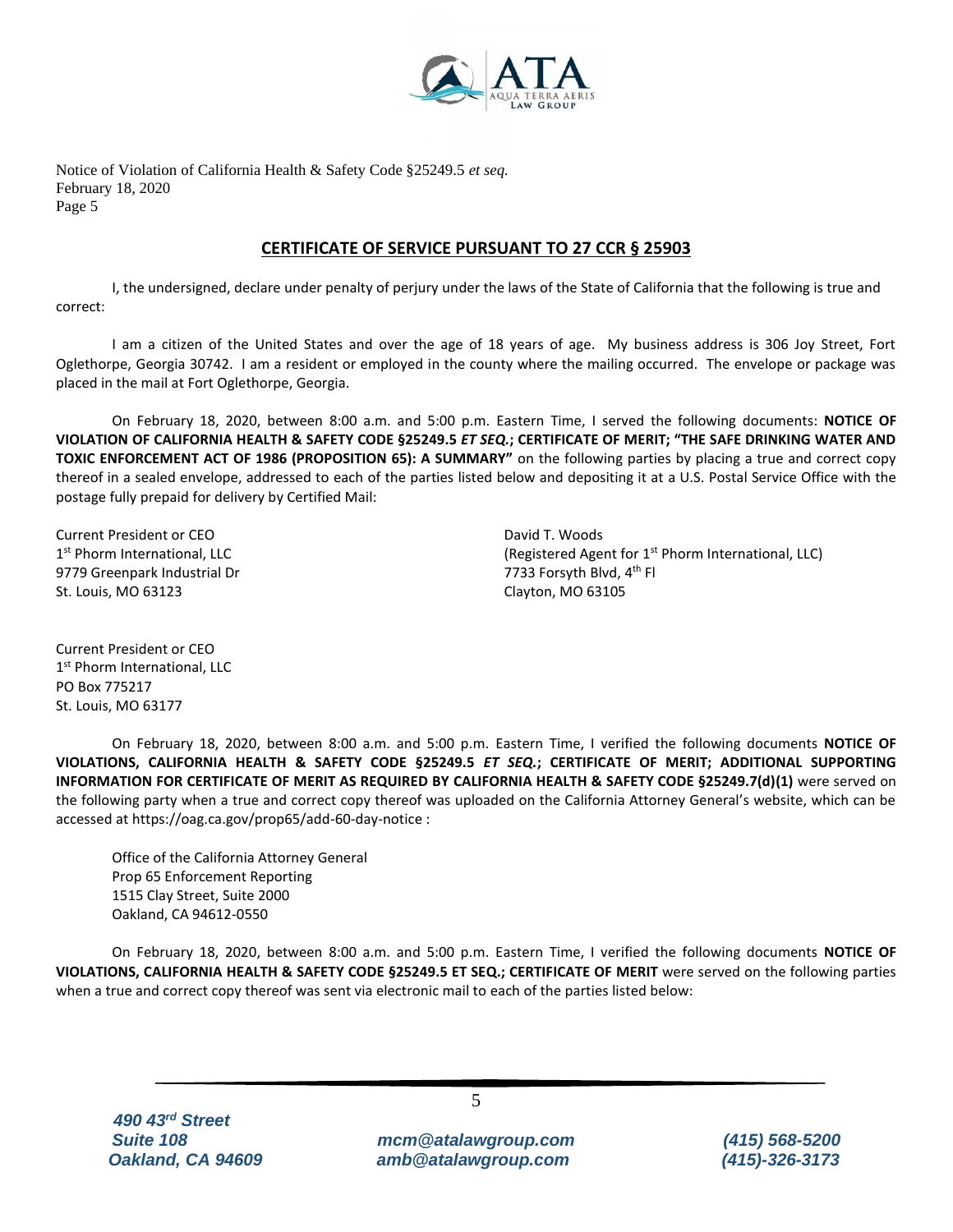## CERTIFICATE OF SERVICE PURSUANT TO 27 CCR § 25903

I, the undersigned, declare under penalty of perjury under the laws of the State of California that the following is true and correct:

I am a citizen of the United States and over the age of 18 years of age. My business address is 306 Joy Street, Fort Oglethorpe, Georgia 30742. I am a resident or employed in the county where the mailing occurred. The envelope or package was placed in the mail at Fort Oglethorpe, Georgia.

On February 18, 2020, between 8:00 a.m. and 5:00 p.m. Eastern Time, I served the following documents: **NOTICE OF VIOLATION OF CALIFORNIA HEALTH & SAFETY CODE §25249.5 *ET SEQ.*; CERTIFICATE OF MERIT; "THE SAFE DRINKING WATER AND TOXIC ENFORCEMENT ACT OF 1986 (PROPOSITION 65): A SUMMARY"** on the following parties by placing a true and correct copy thereof in a sealed envelope, addressed to each of the parties listed below and depositing it at a U.S. Postal Service Office with the postage fully prepaid for delivery by Certified Mail:

Current President or CEO
1st Phorm International, LLC
9779 Greenpark Industrial Dr
St. Louis, MO 63123

David T. Woods
(Registered Agent for 1st Phorm International, LLC)
7733 Forsyth Blvd, 4th Fl
Clayton, MO 63105

Current President or CEO
1st Phorm International, LLC
PO Box 775217
St. Louis, MO 63177

On February 18, 2020, between 8:00 a.m. and 5:00 p.m. Eastern Time, I verified the following documents **NOTICE OF VIOLATIONS, CALIFORNIA HEALTH & SAFETY CODE §25249.5 *ET SEQ.*; CERTIFICATE OF MERIT; ADDITIONAL SUPPORTING INFORMATION FOR CERTIFICATE OF MERIT AS REQUIRED BY CALIFORNIA HEALTH & SAFETY CODE §25249.7(d)(1)** were served on the following party when a true and correct copy thereof was uploaded on the California Attorney General's website, which can be accessed at https://oag.ca.gov/prop65/add-60-day-notice :

Office of the California Attorney General
Prop 65 Enforcement Reporting
1515 Clay Street, Suite 2000
Oakland, CA 94612-0550

On February 18, 2020, between 8:00 a.m. and 5:00 p.m. Eastern Time, I verified the following documents **NOTICE OF VIOLATIONS, CALIFORNIA HEALTH & SAFETY CODE §25249.5 ET SEQ.; CERTIFICATE OF MERIT** were served on the following parties when a true and correct copy thereof was sent via electronic mail to each of the parties listed below: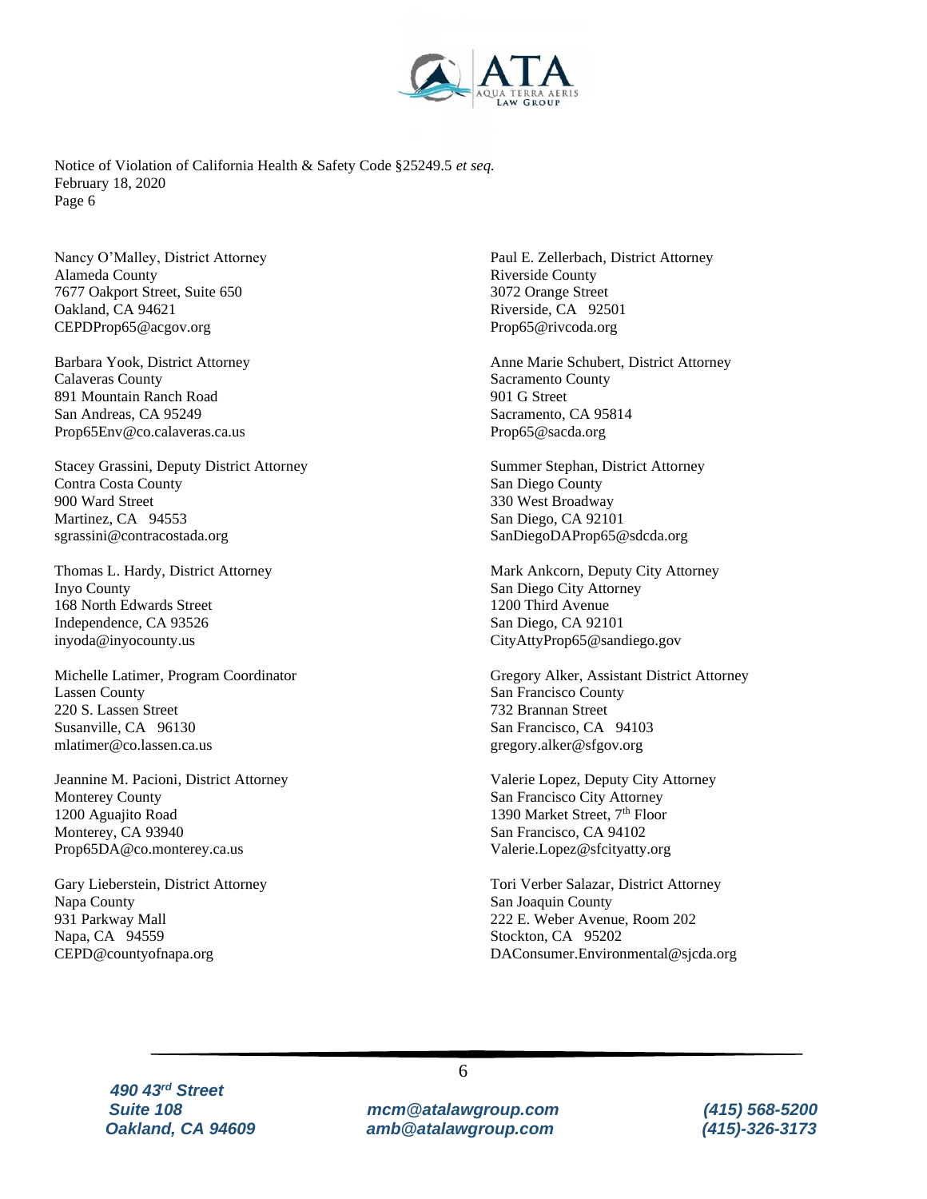Nancy O'Malley, District Attorney
Alameda County
7677 Oakport Street, Suite 650
Oakland, CA 94621
CEPDProp65@acgov.org

Barbara Yook, District Attorney
Calaveras County
891 Mountain Ranch Road
San Andreas, CA 95249
Prop65Env@co.calaveras.ca.us

Stacey Grassini, Deputy District Attorney
Contra Costa County
900 Ward Street
Martinez, CA 94553
sgrassini@contracostada.org

Thomas L. Hardy, District Attorney
Inyo County
168 North Edwards Street
Independence, CA 93526
inyoda@inyocounty.us

Michelle Latimer, Program Coordinator
Lassen County
220 S. Lassen Street
Susanville, CA 96130
mlatimer@co.lassen.ca.us

Jeannine M. Pacioni, District Attorney
Monterey County
1200 Aguajito Road
Monterey, CA 93940
Prop65DA@co.monterey.ca.us

Gary Lieberstein, District Attorney
Napa County
931 Parkway Mall
Napa, CA 94559
CEPD@countyofnapa.org

Paul E. Zellerbach, District Attorney
Riverside County
3072 Orange Street
Riverside, CA 92501
Prop65@rivcoda.org

Anne Marie Schubert, District Attorney
Sacramento County
901 G Street
Sacramento, CA 95814
Prop65@sacda.org

Summer Stephan, District Attorney
San Diego County
330 West Broadway
San Diego, CA 92101
SanDiegoDAProp65@sdcda.org

Mark Ankcorn, Deputy City Attorney
San Diego City Attorney
1200 Third Avenue
San Diego, CA 92101
CityAttyProp65@sandiego.gov

Gregory Alker, Assistant District Attorney
San Francisco County
732 Brannan Street
San Francisco, CA 94103
gregory.alker@sfgov.org

Valerie Lopez, Deputy City Attorney
San Francisco City Attorney
1390 Market Street, 7th Floor
San Francisco, CA 94102
Valerie.Lopez@sfcityatty.org

Tori Verber Salazar, District Attorney
San Joaquin County
222 E. Weber Avenue, Room 202
Stockton, CA 95202
DAConsumer.Environmental@sjcda.org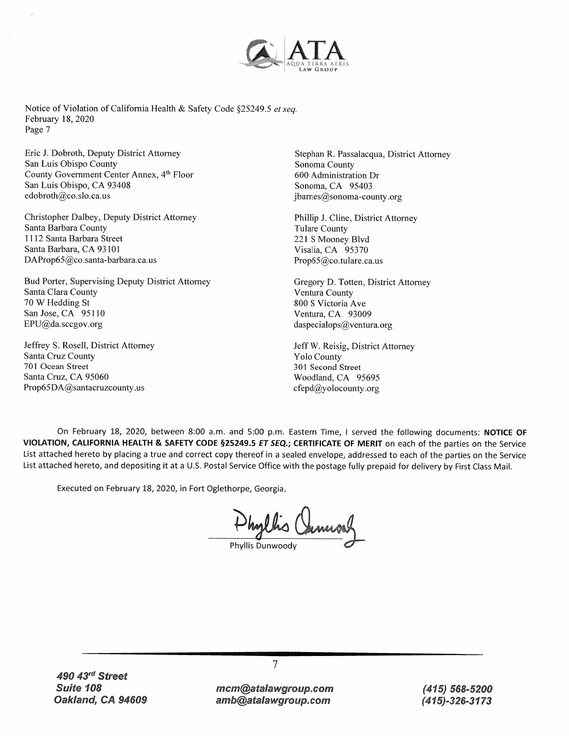Eric J. Dobroth, Deputy District Attorney
San Luis Obispo County
County Government Center Annex, 4th Floor
San Luis Obispo, CA 93408
edobroth@co.slo.ca.us

Christopher Dalbey, Deputy District Attorney
Santa Barbara County
1112 Santa Barbara Street
Santa Barbara, CA 93101
DAProp65@co.santa-barbara.ca.us

Bud Porter, Supervising Deputy District Attorney
Santa Clara County
70 W Hedding St
San Jose, CA 95110
EPU@da.sccgov.org

Jeffrey S. Rosell, District Attorney
Santa Cruz County
701 Ocean Street
Santa Cruz, CA 95060
Prop65DA@santacruzcounty.us

Stephan R. Passalacqua, District Attorney
Sonoma County
600 Administration Dr
Sonoma, CA 95403
jbarnes@sonoma-county.org

Phillip J. Cline, District Attorney
Tulare County
221 S Mooney Blvd
Visalia, CA 95370
Prop65@co.tulare.ca.us

Gregory D. Totten, District Attorney
Ventura County
800 S Victoria Ave
Ventura, CA 93009
daspecialops@ventura.org

Jeff W. Reisig, District Attorney
Yolo County
301 Second Street
Woodland, CA 95695
cfepd@yolocounty.org

On February 18, 2020, between 8:00 a.m. and 5:00 p.m. Eastern Time, I served the following documents: **NOTICE OF VIOLATION, CALIFORNIA HEALTH & SAFETY CODE §25249.5 *ET SEQ.*; CERTIFICATE OF MERIT** on each of the parties on the Service List attached hereto by placing a true and correct copy thereof in a sealed envelope, addressed to each of the parties on the Service List attached hereto, and depositing it at a U.S. Postal Service Office with the postage fully prepaid for delivery by First Class Mail.

Executed on February 18, 2020, in Fort Oglethorpe, Georgia.

Phyllis Dunwoody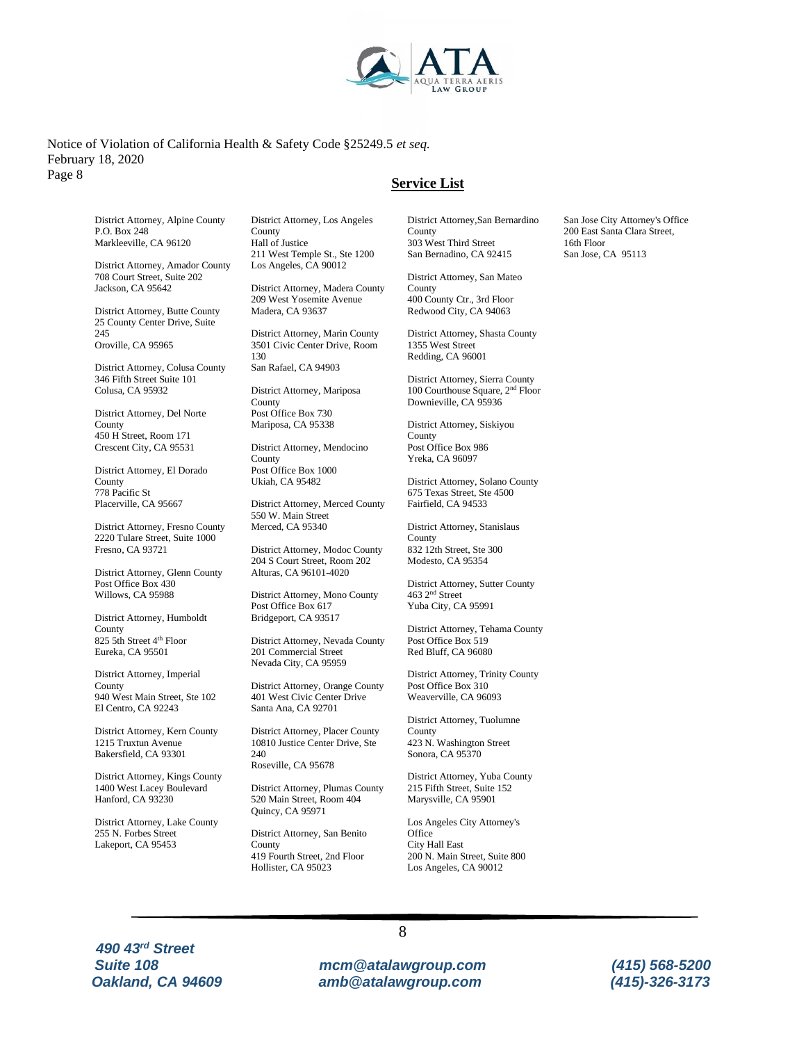Notice of Violation of California Health & Safety Code §25249.5 *et seq.*
February 18, 2020
Page 8

## Service List

District Attorney, Alpine County
P.O. Box 248
Markleeville, CA 96120

District Attorney, Amador County
708 Court Street, Suite 202
Jackson, CA 95642

District Attorney, Butte County
25 County Center Drive, Suite 245
Oroville, CA 95965

District Attorney, Colusa County
346 Fifth Street Suite 101
Colusa, CA 95932

District Attorney, Del Norte County
450 H Street, Room 171
Crescent City, CA 95531

District Attorney, El Dorado County
778 Pacific St
Placerville, CA 95667

District Attorney, Fresno County
2220 Tulare Street, Suite 1000
Fresno, CA 93721

District Attorney, Glenn County
Post Office Box 430
Willows, CA 95988

District Attorney, Humboldt County
825 5th Street 4th Floor
Eureka, CA 95501

District Attorney, Imperial County
940 West Main Street, Ste 102
El Centro, CA 92243

District Attorney, Kern County
1215 Truxtun Avenue
Bakersfield, CA 93301

District Attorney, Kings County
1400 West Lacey Boulevard
Hanford, CA 93230

District Attorney, Lake County
255 N. Forbes Street
Lakeport, CA 95453

District Attorney, Los Angeles County
Hall of Justice
211 West Temple St., Ste 1200
Los Angeles, CA 90012

District Attorney, Madera County
209 West Yosemite Avenue
Madera, CA 93637

District Attorney, Marin County
3501 Civic Center Drive, Room 130
San Rafael, CA 94903

District Attorney, Mariposa County
Post Office Box 730
Mariposa, CA 95338

District Attorney, Mendocino County
Post Office Box 1000
Ukiah, CA 95482

District Attorney, Merced County
550 W. Main Street
Merced, CA 95340

District Attorney, Modoc County
204 S Court Street, Room 202
Alturas, CA 96101-4020

District Attorney, Mono County
Post Office Box 617
Bridgeport, CA 93517

District Attorney, Nevada County
201 Commercial Street
Nevada City, CA 95959

District Attorney, Orange County
401 West Civic Center Drive
Santa Ana, CA 92701

District Attorney, Placer County
10810 Justice Center Drive, Ste 240
Roseville, CA 95678

District Attorney, Plumas County
520 Main Street, Room 404
Quincy, CA 95971

District Attorney, San Benito County
419 Fourth Street, 2nd Floor
Hollister, CA 95023

District Attorney,San Bernardino County
303 West Third Street
San Bernadino, CA 92415

District Attorney, San Mateo County
400 County Ctr., 3rd Floor
Redwood City, CA 94063

District Attorney, Shasta County
1355 West Street
Redding, CA 96001

District Attorney, Sierra County
100 Courthouse Square, 2nd Floor
Downieville, CA 95936

District Attorney, Siskiyou County
Post Office Box 986
Yreka, CA 96097

District Attorney, Solano County
675 Texas Street, Ste 4500
Fairfield, CA 94533

District Attorney, Stanislaus County
832 12th Street, Ste 300
Modesto, CA 95354

District Attorney, Sutter County
463 2nd Street
Yuba City, CA 95991

District Attorney, Tehama County
Post Office Box 519
Red Bluff, CA 96080

District Attorney, Trinity County
Post Office Box 310
Weaverville, CA 96093

District Attorney, Tuolumne County
423 N. Washington Street
Sonora, CA 95370

District Attorney, Yuba County
215 Fifth Street, Suite 152
Marysville, CA 95901

Los Angeles City Attorney's Office
City Hall East
200 N. Main Street, Suite 800
Los Angeles, CA 90012

San Jose City Attorney's Office
200 East Santa Clara Street, 16th Floor
San Jose, CA 95113